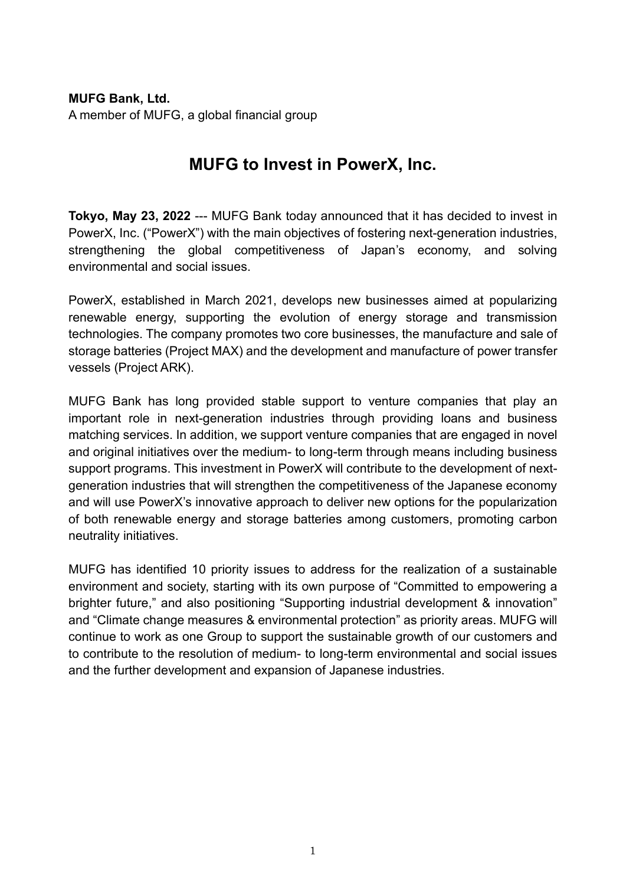**MUFG Bank, Ltd.**
A member of MUFG, a global financial group

# MUFG to Invest in PowerX, Inc.

**Tokyo, May 23, 2022** --- MUFG Bank today announced that it has decided to invest in PowerX, Inc. ("PowerX") with the main objectives of fostering next-generation industries, strengthening the global competitiveness of Japan's economy, and solving environmental and social issues.

PowerX, established in March 2021, develops new businesses aimed at popularizing renewable energy, supporting the evolution of energy storage and transmission technologies. The company promotes two core businesses, the manufacture and sale of storage batteries (Project MAX) and the development and manufacture of power transfer vessels (Project ARK).

MUFG Bank has long provided stable support to venture companies that play an important role in next-generation industries through providing loans and business matching services. In addition, we support venture companies that are engaged in novel and original initiatives over the medium- to long-term through means including business support programs. This investment in PowerX will contribute to the development of next-generation industries that will strengthen the competitiveness of the Japanese economy and will use PowerX's innovative approach to deliver new options for the popularization of both renewable energy and storage batteries among customers, promoting carbon neutrality initiatives.

MUFG has identified 10 priority issues to address for the realization of a sustainable environment and society, starting with its own purpose of "Committed to empowering a brighter future," and also positioning "Supporting industrial development & innovation" and "Climate change measures & environmental protection" as priority areas. MUFG will continue to work as one Group to support the sustainable growth of our customers and to contribute to the resolution of medium- to long-term environmental and social issues and the further development and expansion of Japanese industries.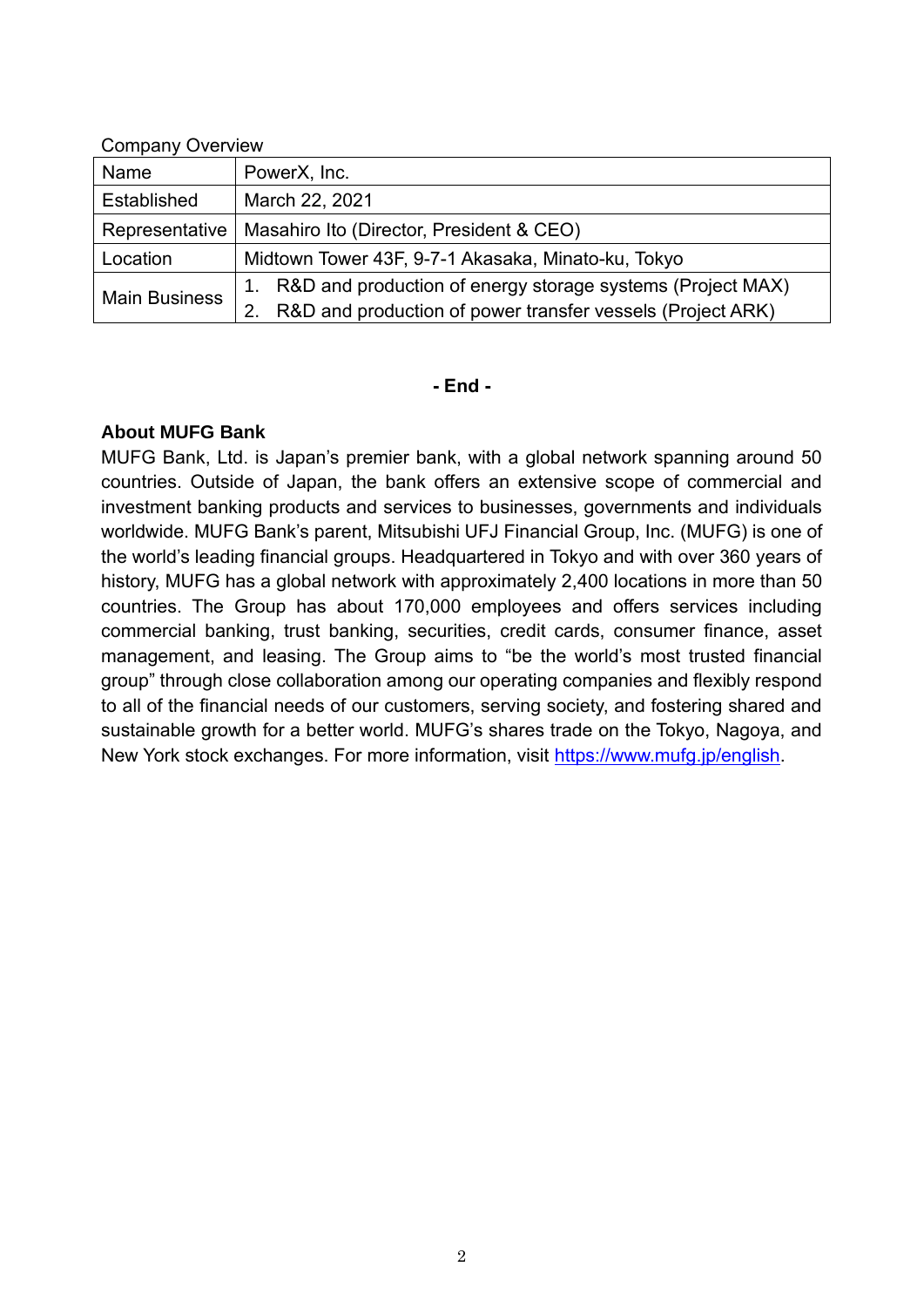Company Overview

| | |
|---|---|
| Name | PowerX, Inc. |
| Established | March 22, 2021 |
| Representative | Masahiro Ito (Director, President & CEO) |
| Location | Midtown Tower 43F, 9-7-1 Akasaka, Minato-ku, Tokyo |
| Main Business | 1. R&D and production of energy storage systems (Project MAX)<br>2. R&D and production of power transfer vessels (Project ARK) |

**- End -**

**About MUFG Bank**

MUFG Bank, Ltd. is Japan's premier bank, with a global network spanning around 50 countries. Outside of Japan, the bank offers an extensive scope of commercial and investment banking products and services to businesses, governments and individuals worldwide. MUFG Bank's parent, Mitsubishi UFJ Financial Group, Inc. (MUFG) is one of the world's leading financial groups. Headquartered in Tokyo and with over 360 years of history, MUFG has a global network with approximately 2,400 locations in more than 50 countries. The Group has about 170,000 employees and offers services including commercial banking, trust banking, securities, credit cards, consumer finance, asset management, and leasing. The Group aims to "be the world's most trusted financial group" through close collaboration among our operating companies and flexibly respond to all of the financial needs of our customers, serving society, and fostering shared and sustainable growth for a better world. MUFG's shares trade on the Tokyo, Nagoya, and New York stock exchanges. For more information, visit https://www.mufg.jp/english.